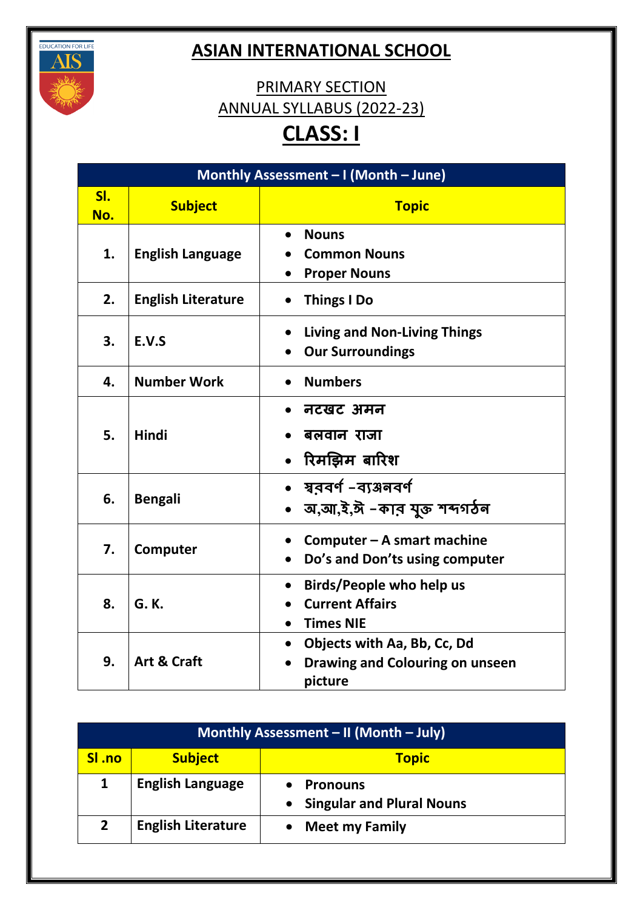# ASIAN INTERNATIONAL SCHOOL

## PRIMARY SECTION

## ANNUAL SYLLABUS (2022-23)

# CLASS: I

| Monthly Assessment – I (Month – June) | | |
|---|---|---|
| **Sl. No.** | **Subject** | **Topic** |
| 1. | English Language | • Nouns<br>• Common Nouns<br>• Proper Nouns |
| 2. | English Literature | • Things I Do |
| 3. | E.V.S | • Living and Non-Living Things<br>• Our Surroundings |
| 4. | Number Work | • Numbers |
| 5. | Hindi | • नटखट अमन<br>• बलवान राजा<br>• रिमझिम बारिश |
| 6. | Bengali | • স্বরবর্ণ -ব্যঞ্জনবর্ণ<br>• অ,আ,ই,ঈ -কার যুক্ত শব্দগঠন |
| 7. | Computer | • Computer – A smart machine<br>• Do's and Don'ts using computer |
| 8. | G. K. | • Birds/People who help us<br>• Current Affairs<br>• Times NIE |
| 9. | Art & Craft | • Objects with Aa, Bb, Cc, Dd<br>• Drawing and Colouring on unseen picture |

| Monthly Assessment – II (Month – July) | | |
|---|---|---|
| **Sl .no** | **Subject** | **Topic** |
| 1 | English Language | • Pronouns<br>• Singular and Plural Nouns |
| 2 | English Literature | • Meet my Family |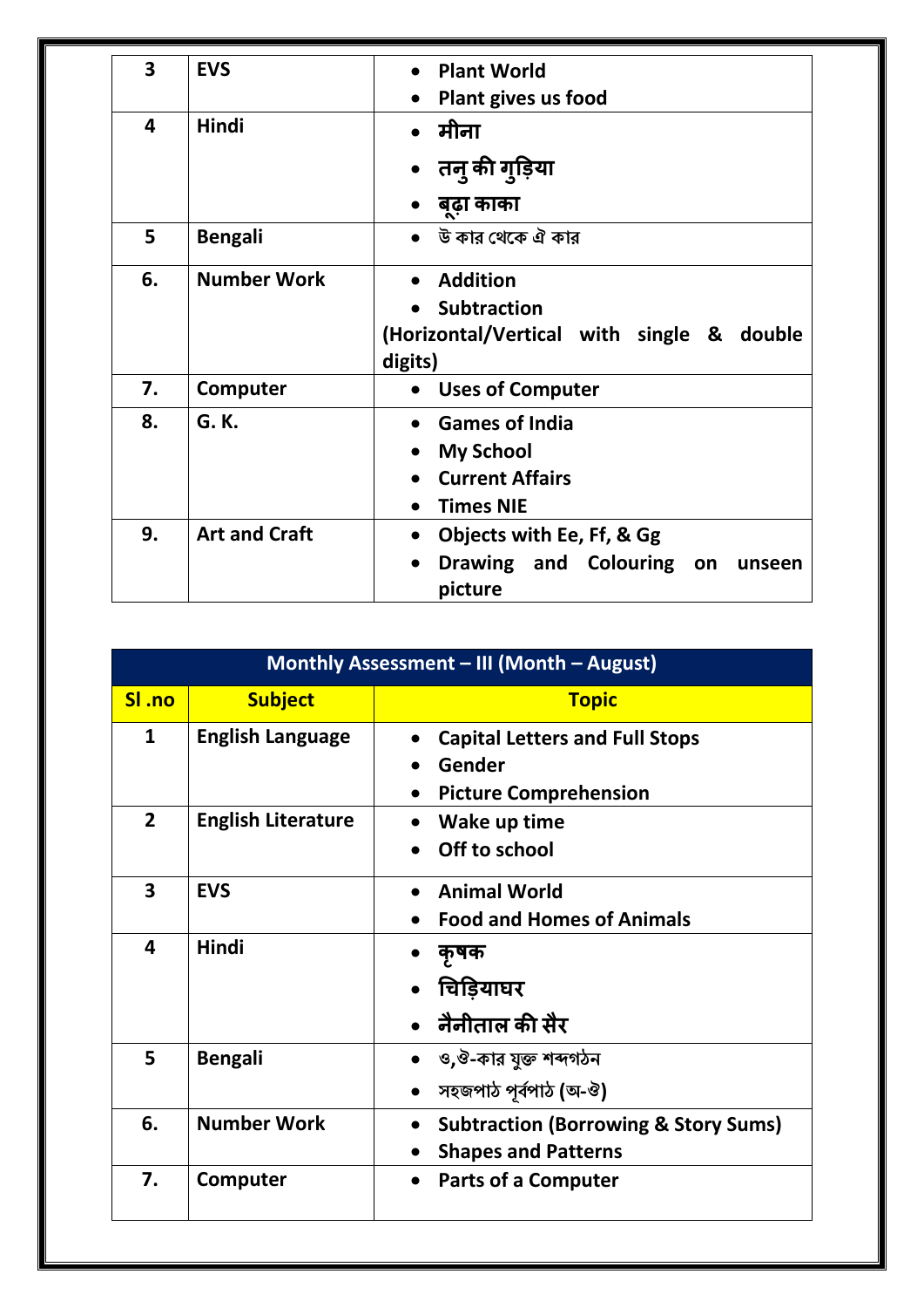| | | |
|---|---|---|
| **3** | **EVS** | • **Plant World**<br>• **Plant gives us food** |
| **4** | **Hindi** | • **मीना**<br>• **तनु की गुड़िया**<br>• **बूढ़ा काका** |
| **5** | **Bengali** | • উ কার থেকে ঐ কার |
| **6.** | **Number Work** | • **Addition**<br>• **Subtraction**<br>**(Horizontal/Vertical with single & double digits)** |
| **7.** | **Computer** | • **Uses of Computer** |
| **8.** | **G. K.** | • **Games of India**<br>• **My School**<br>• **Current Affairs**<br>• **Times NIE** |
| **9.** | **Art and Craft** | • **Objects with Ee, Ff, & Gg**<br>• **Drawing and Colouring on unseen picture** |

**Monthly Assessment – III (Month – August)**

| Sl .no | Subject | Topic |
|---|---|---|
| **1** | **English Language** | • **Capital Letters and Full Stops**<br>• **Gender**<br>• **Picture Comprehension** |
| **2** | **English Literature** | • **Wake up time**<br>• **Off to school** |
| **3** | **EVS** | • **Animal World**<br>• **Food and Homes of Animals** |
| **4** | **Hindi** | • **कृषक**<br>• **चिड़ियाघर**<br>• **नैनीताल की सैर** |
| **5** | **Bengali** | • ও,ঔ-কার যুক্ত শব্দগঠন<br>• সহজপাঠ পূর্বপাঠ (অ-ঔ) |
| **6.** | **Number Work** | • **Subtraction (Borrowing & Story Sums)**<br>• **Shapes and Patterns** |
| **7.** | **Computer** | • **Parts of a Computer** |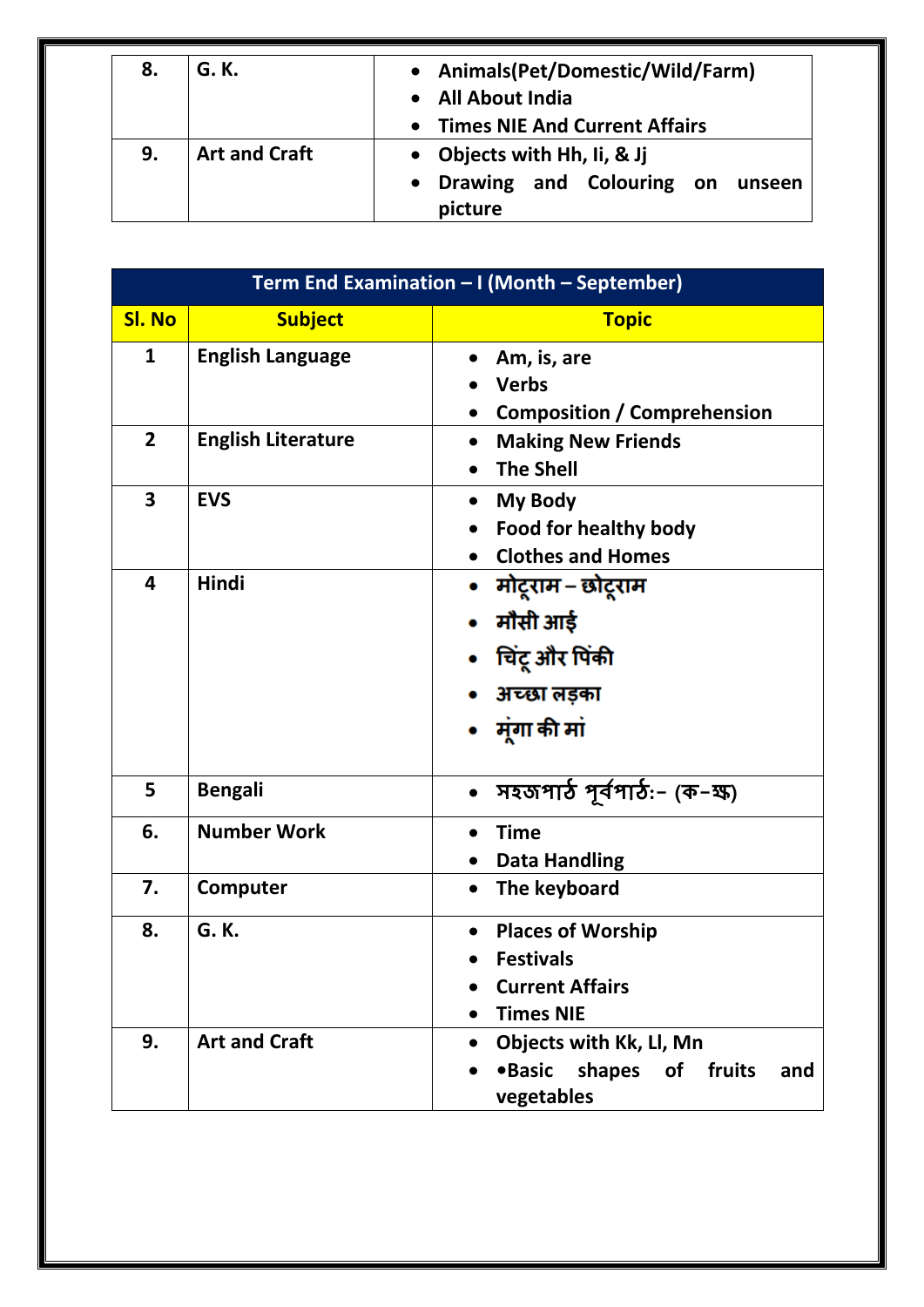| | | |
|---|---|---|
| 8. | G. K. | • Animals(Pet/Domestic/Wild/Farm)<br>• All About India<br>• Times NIE And Current Affairs |
| 9. | Art and Craft | • Objects with Hh, Ii, & Jj<br>• Drawing and Colouring on unseen picture |

| Term End Examination – I (Month – September) | | |
|---|---|---|
| **Sl. No** | **Subject** | **Topic** |
| 1 | English Language | • Am, is, are<br>• Verbs<br>• Composition / Comprehension |
| 2 | English Literature | • Making New Friends<br>• The Shell |
| 3 | EVS | • My Body<br>• Food for healthy body<br>• Clothes and Homes |
| 4 | Hindi | • मोटूराम – छोटूराम<br>• मौसी आई<br>• चिंटू और पिंकी<br>• अच्छा लड़का<br>• मूंगा की मां |
| 5 | Bengali | • সহজপাঠ পূর্বপাঠ:- (ক-ক্ষ) |
| 6. | Number Work | • Time<br>• Data Handling |
| 7. | Computer | • The keyboard |
| 8. | G. K. | • Places of Worship<br>• Festivals<br>• Current Affairs<br>• Times NIE |
| 9. | Art and Craft | • Objects with Kk, Ll, Mn<br>• •Basic shapes of fruits and vegetables |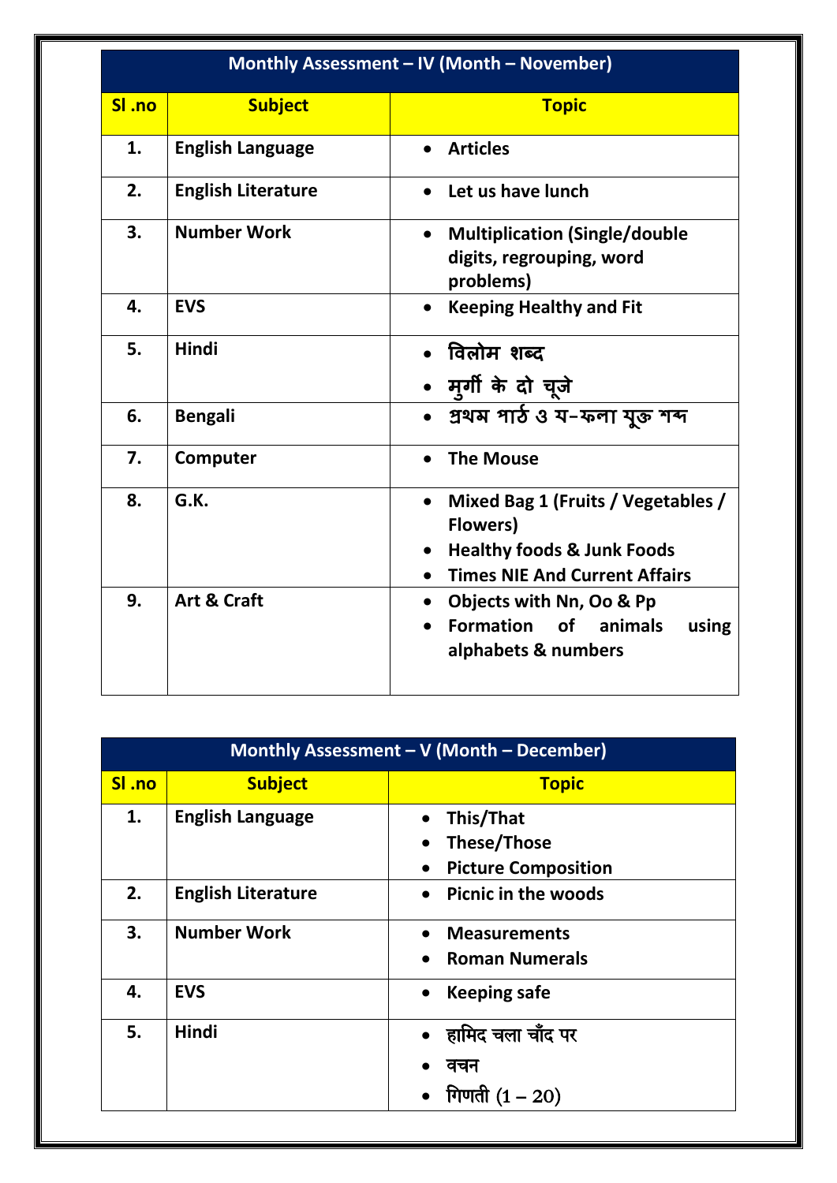| Monthly Assessment – IV (Month – November) | | |
|---|---|---|
| **Sl .no** | **Subject** | **Topic** |
| 1. | English Language | • Articles |
| 2. | English Literature | • Let us have lunch |
| 3. | Number Work | • Multiplication (Single/double digits, regrouping, word problems) |
| 4. | EVS | • Keeping Healthy and Fit |
| 5. | Hindi | • विलोम शब्द<br>• मुर्गी के दो चूज़े |
| 6. | Bengali | • প্রথম পাঠ ও য-ফলা যুক্ত শব্দ |
| 7. | Computer | • The Mouse |
| 8. | G.K. | • Mixed Bag 1 (Fruits / Vegetables / Flowers)<br>• Healthy foods & Junk Foods<br>• Times NIE And Current Affairs |
| 9. | Art & Craft | • Objects with Nn, Oo & Pp<br>• Formation of animals using alphabets & numbers |

| Monthly Assessment – V (Month – December) | | |
|---|---|---|
| **Sl .no** | **Subject** | **Topic** |
| 1. | English Language | • This/That<br>• These/Those<br>• Picture Composition |
| 2. | English Literature | • Picnic in the woods |
| 3. | Number Work | • Measurements<br>• Roman Numerals |
| 4. | EVS | • Keeping safe |
| 5. | Hindi | • हामिद चला चाँद पर<br>• वचन<br>• गिणती (1 – 20) |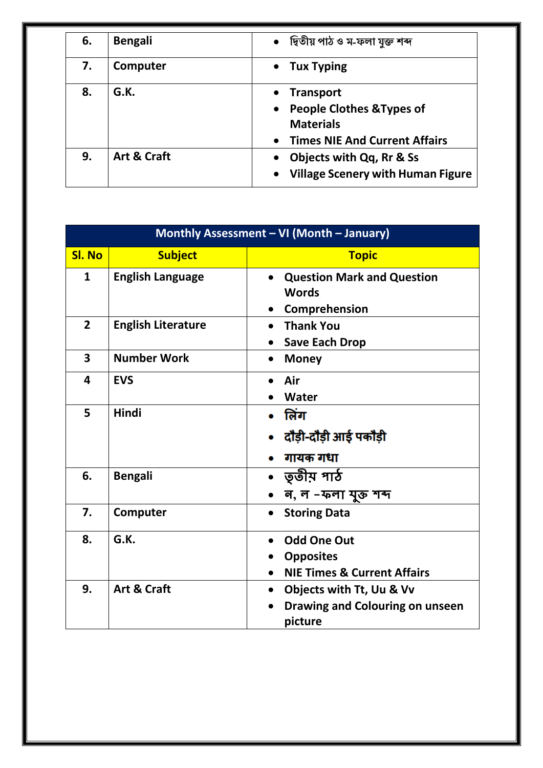| | | |
|---|---|---|
| 6. | Bengali | • দ্বিতীয় পাঠ ও ম-ফলা যুক্ত শব্দ |
| 7. | Computer | • Tux Typing |
| 8. | G.K. | • Transport<br>• People Clothes &Types of Materials<br>• Times NIE And Current Affairs |
| 9. | Art & Craft | • Objects with Qq, Rr & Ss<br>• Village Scenery with Human Figure |

| Monthly Assessment – VI (Month – January) | | |
|---|---|---|
| **Sl. No** | **Subject** | **Topic** |
| 1 | English Language | • Question Mark and Question Words<br>• Comprehension |
| 2 | English Literature | • Thank You<br>• Save Each Drop |
| 3 | Number Work | • Money |
| 4 | EVS | • Air<br>• Water |
| 5 | Hindi | • लिंग<br>• दौड़ी-दौड़ी आई पकौड़ी<br>• गायक गधा |
| 6. | Bengali | • তৃতীয় পাঠ<br>• ন, ল –ফলা যুক্ত শব্দ |
| 7. | Computer | • Storing Data |
| 8. | G.K. | • Odd One Out<br>• Opposites<br>• NIE Times & Current Affairs |
| 9. | Art & Craft | • Objects with Tt, Uu & Vv<br>• Drawing and Colouring on unseen picture |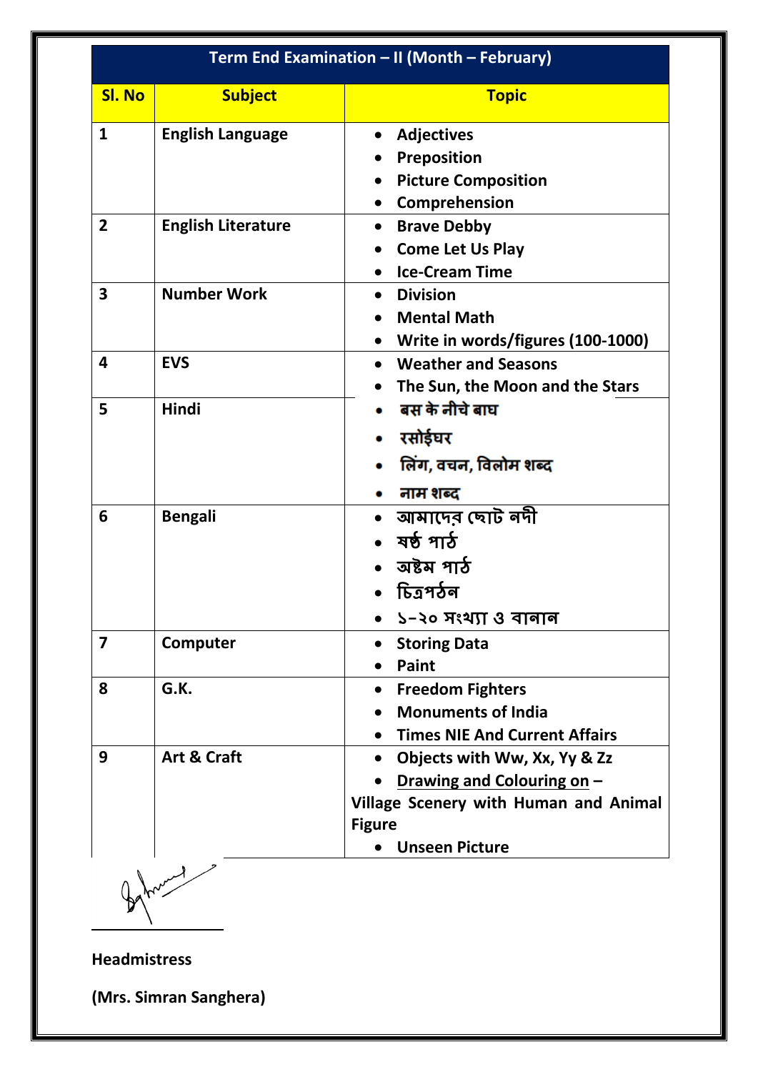| Term End Examination – II (Month – February) | | |
|---|---|---|
| **Sl. No** | **Subject** | **Topic** |
| 1 | English Language | • Adjectives<br>• Preposition<br>• Picture Composition<br>• Comprehension |
| 2 | English Literature | • Brave Debby<br>• Come Let Us Play<br>• Ice-Cream Time |
| 3 | Number Work | • Division<br>• Mental Math<br>• Write in words/figures (100-1000) |
| 4 | EVS | • Weather and Seasons<br>• The Sun, the Moon and the Stars |
| 5 | Hindi | • बस के नीचे बाघ<br>• रसोईघर<br>• लिंग, वचन, विलोम शब्द<br>• नाम शब्द |
| 6 | Bengali | • আমাদের ছোট নদী<br>• ষষ্ঠ পাঠ<br>• অষ্টম পাঠ<br>• চিত্রপঠন<br>• ১-২০ সংখ্যা ও বানান |
| 7 | Computer | • Storing Data<br>• Paint |
| 8 | G.K. | • Freedom Fighters<br>• Monuments of India<br>• Times NIE And Current Affairs |
| 9 | Art & Craft | • Objects with Ww, Xx, Yy & Zz<br>• Drawing and Colouring on – Village Scenery with Human and Animal Figure<br>• Unseen Picture |

**Headmistress**

**(Mrs. Simran Sanghera)**